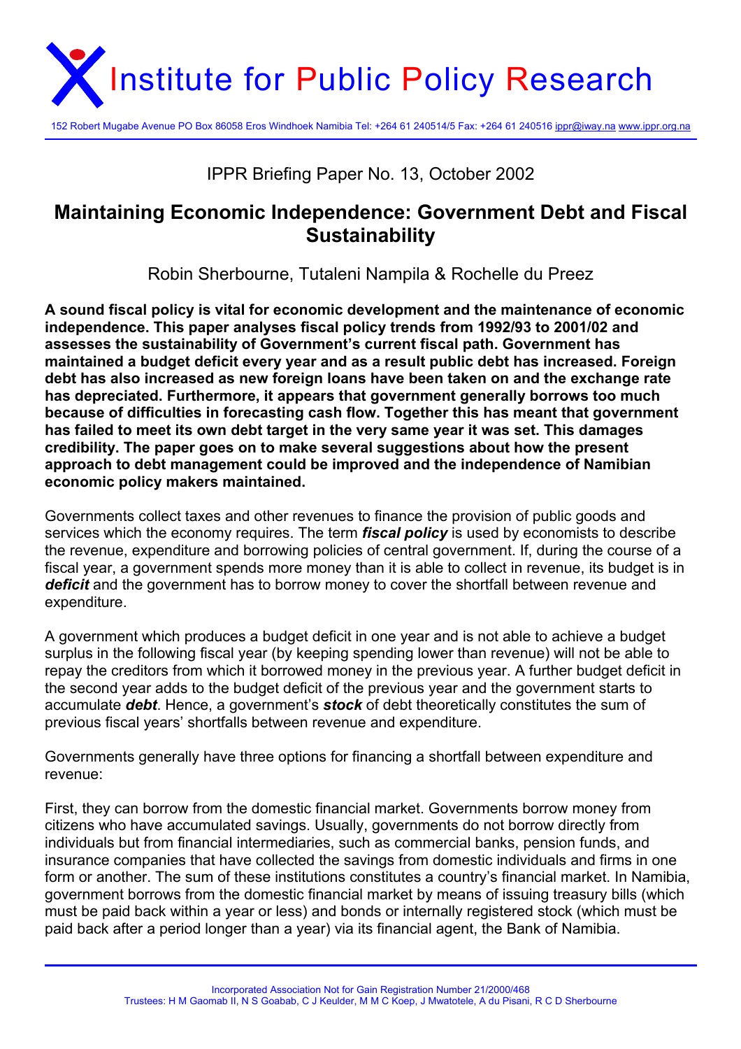# Institute for Public Policy Research

152 Robert Mugabe Avenue PO Box 86058 Eros Windhoek Namibia Tel: +264 61 240514/5 Fax: +264 61 240516 ippr@iway.na www.ippr.org.na

IPPR Briefing Paper No. 13, October 2002

## Maintaining Economic Independence: Government Debt and Fiscal Sustainability

Robin Sherbourne, Tutaleni Nampila & Rochelle du Preez

**A sound fiscal policy is vital for economic development and the maintenance of economic independence. This paper analyses fiscal policy trends from 1992/93 to 2001/02 and assesses the sustainability of Government's current fiscal path. Government has maintained a budget deficit every year and as a result public debt has increased. Foreign debt has also increased as new foreign loans have been taken on and the exchange rate has depreciated. Furthermore, it appears that government generally borrows too much because of difficulties in forecasting cash flow. Together this has meant that government has failed to meet its own debt target in the very same year it was set. This damages credibility. The paper goes on to make several suggestions about how the present approach to debt management could be improved and the independence of Namibian economic policy makers maintained.**

Governments collect taxes and other revenues to finance the provision of public goods and services which the economy requires. The term ***fiscal policy*** is used by economists to describe the revenue, expenditure and borrowing policies of central government. If, during the course of a fiscal year, a government spends more money than it is able to collect in revenue, its budget is in ***deficit*** and the government has to borrow money to cover the shortfall between revenue and expenditure.

A government which produces a budget deficit in one year and is not able to achieve a budget surplus in the following fiscal year (by keeping spending lower than revenue) will not be able to repay the creditors from which it borrowed money in the previous year. A further budget deficit in the second year adds to the budget deficit of the previous year and the government starts to accumulate ***debt***. Hence, a government's ***stock*** of debt theoretically constitutes the sum of previous fiscal years' shortfalls between revenue and expenditure.

Governments generally have three options for financing a shortfall between expenditure and revenue:

First, they can borrow from the domestic financial market. Governments borrow money from citizens who have accumulated savings. Usually, governments do not borrow directly from individuals but from financial intermediaries, such as commercial banks, pension funds, and insurance companies that have collected the savings from domestic individuals and firms in one form or another. The sum of these institutions constitutes a country's financial market. In Namibia, government borrows from the domestic financial market by means of issuing treasury bills (which must be paid back within a year or less) and bonds or internally registered stock (which must be paid back after a period longer than a year) via its financial agent, the Bank of Namibia.

Incorporated Association Not for Gain Registration Number 21/2000/468
Trustees: H M Gaomab II, N S Goabab, C J Keulder, M M C Koep, J Mwatotele, A du Pisani, R C D Sherbourne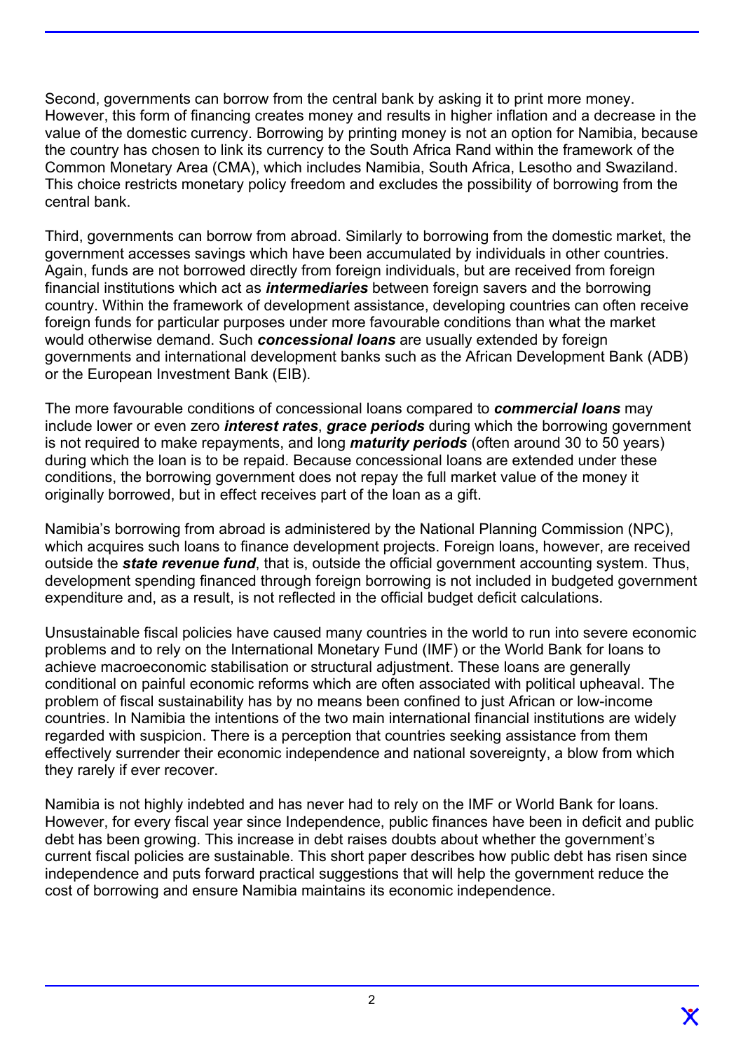Second, governments can borrow from the central bank by asking it to print more money. However, this form of financing creates money and results in higher inflation and a decrease in the value of the domestic currency. Borrowing by printing money is not an option for Namibia, because the country has chosen to link its currency to the South Africa Rand within the framework of the Common Monetary Area (CMA), which includes Namibia, South Africa, Lesotho and Swaziland. This choice restricts monetary policy freedom and excludes the possibility of borrowing from the central bank.

Third, governments can borrow from abroad. Similarly to borrowing from the domestic market, the government accesses savings which have been accumulated by individuals in other countries. Again, funds are not borrowed directly from foreign individuals, but are received from foreign financial institutions which act as ***intermediaries*** between foreign savers and the borrowing country. Within the framework of development assistance, developing countries can often receive foreign funds for particular purposes under more favourable conditions than what the market would otherwise demand. Such ***concessional loans*** are usually extended by foreign governments and international development banks such as the African Development Bank (ADB) or the European Investment Bank (EIB).

The more favourable conditions of concessional loans compared to ***commercial loans*** may include lower or even zero ***interest rates***, ***grace periods*** during which the borrowing government is not required to make repayments, and long ***maturity periods*** (often around 30 to 50 years) during which the loan is to be repaid. Because concessional loans are extended under these conditions, the borrowing government does not repay the full market value of the money it originally borrowed, but in effect receives part of the loan as a gift.

Namibia's borrowing from abroad is administered by the National Planning Commission (NPC), which acquires such loans to finance development projects. Foreign loans, however, are received outside the ***state revenue fund***, that is, outside the official government accounting system. Thus, development spending financed through foreign borrowing is not included in budgeted government expenditure and, as a result, is not reflected in the official budget deficit calculations.

Unsustainable fiscal policies have caused many countries in the world to run into severe economic problems and to rely on the International Monetary Fund (IMF) or the World Bank for loans to achieve macroeconomic stabilisation or structural adjustment. These loans are generally conditional on painful economic reforms which are often associated with political upheaval. The problem of fiscal sustainability has by no means been confined to just African or low-income countries. In Namibia the intentions of the two main international financial institutions are widely regarded with suspicion. There is a perception that countries seeking assistance from them effectively surrender their economic independence and national sovereignty, a blow from which they rarely if ever recover.

Namibia is not highly indebted and has never had to rely on the IMF or World Bank for loans. However, for every fiscal year since Independence, public finances have been in deficit and public debt has been growing. This increase in debt raises doubts about whether the government's current fiscal policies are sustainable. This short paper describes how public debt has risen since independence and puts forward practical suggestions that will help the government reduce the cost of borrowing and ensure Namibia maintains its economic independence.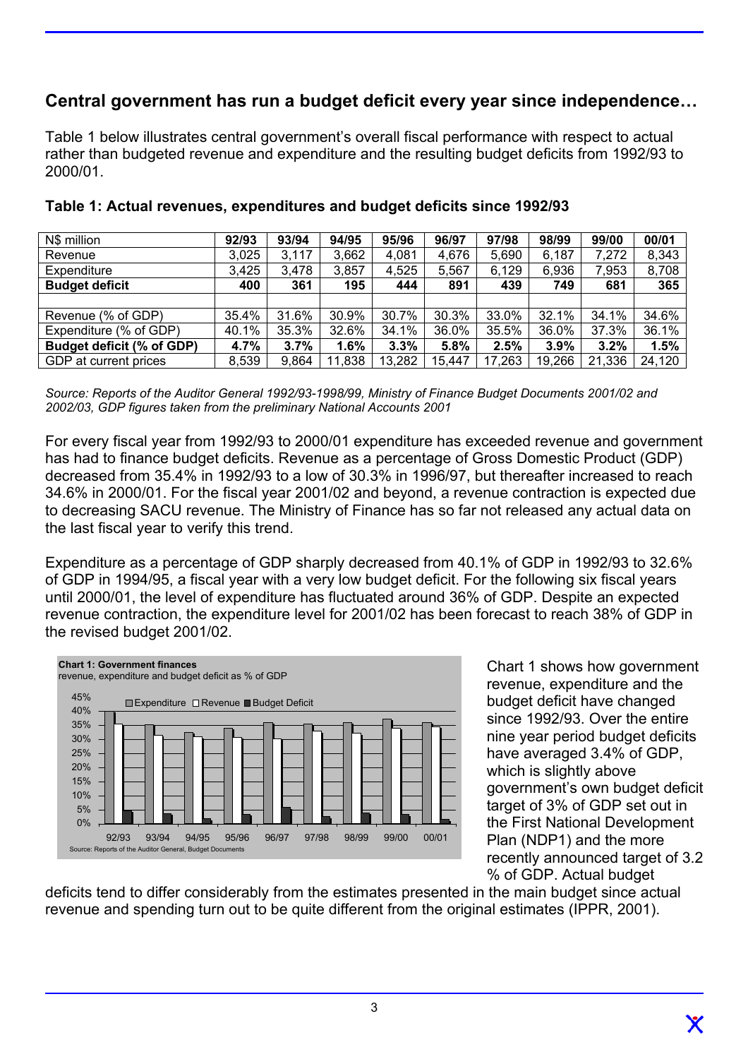## Central government has run a budget deficit every year since independence…

Table 1 below illustrates central government's overall fiscal performance with respect to actual rather than budgeted revenue and expenditure and the resulting budget deficits from 1992/93 to 2000/01.

**Table 1: Actual revenues, expenditures and budget deficits since 1992/93**

| N$ million | 92/93 | 93/94 | 94/95 | 95/96 | 96/97 | 97/98 | 98/99 | 99/00 | 00/01 |
|---|---|---|---|---|---|---|---|---|---|
| Revenue | 3,025 | 3,117 | 3,662 | 4,081 | 4,676 | 5,690 | 6,187 | 7,272 | 8,343 |
| Expenditure | 3,425 | 3,478 | 3,857 | 4,525 | 5,567 | 6,129 | 6,936 | 7,953 | 8,708 |
| **Budget deficit** | **400** | **361** | **195** | **444** | **891** | **439** | **749** | **681** | **365** |
| | | | | | | | | | |
| Revenue (% of GDP) | 35.4% | 31.6% | 30.9% | 30.7% | 30.3% | 33.0% | 32.1% | 34.1% | 34.6% |
| Expenditure (% of GDP) | 40.1% | 35.3% | 32.6% | 34.1% | 36.0% | 35.5% | 36.0% | 37.3% | 36.1% |
| **Budget deficit (% of GDP)** | **4.7%** | **3.7%** | **1.6%** | **3.3%** | **5.8%** | **2.5%** | **3.9%** | **3.2%** | **1.5%** |
| GDP at current prices | 8,539 | 9,864 | 11,838 | 13,282 | 15,447 | 17,263 | 19,266 | 21,336 | 24,120 |

*Source: Reports of the Auditor General 1992/93-1998/99, Ministry of Finance Budget Documents 2001/02 and 2002/03, GDP figures taken from the preliminary National Accounts 2001*

For every fiscal year from 1992/93 to 2000/01 expenditure has exceeded revenue and government has had to finance budget deficits. Revenue as a percentage of Gross Domestic Product (GDP) decreased from 35.4% in 1992/93 to a low of 30.3% in 1996/97, but thereafter increased to reach 34.6% in 2000/01. For the fiscal year 2001/02 and beyond, a revenue contraction is expected due to decreasing SACU revenue. The Ministry of Finance has so far not released any actual data on the last fiscal year to verify this trend.

Expenditure as a percentage of GDP sharply decreased from 40.1% of GDP in 1992/93 to 32.6% of GDP in 1994/95, a fiscal year with a very low budget deficit. For the following six fiscal years until 2000/01, the level of expenditure has fluctuated around 36% of GDP. Despite an expected revenue contraction, the expenditure level for 2001/02 has been forecast to reach 38% of GDP in the revised budget 2001/02.

**Chart 1: Government finances**
revenue, expenditure and budget deficit as % of GDP

Source: Reports of the Auditor General, Budget Documents

Chart 1 shows how government revenue, expenditure and the budget deficit have changed since 1992/93. Over the entire nine year period budget deficits have averaged 3.4% of GDP, which is slightly above government's own budget deficit target of 3% of GDP set out in the First National Development Plan (NDP1) and the more recently announced target of 3.2 % of GDP. Actual budget deficits tend to differ considerably from the estimates presented in the main budget since actual revenue and spending turn out to be quite different from the original estimates (IPPR, 2001).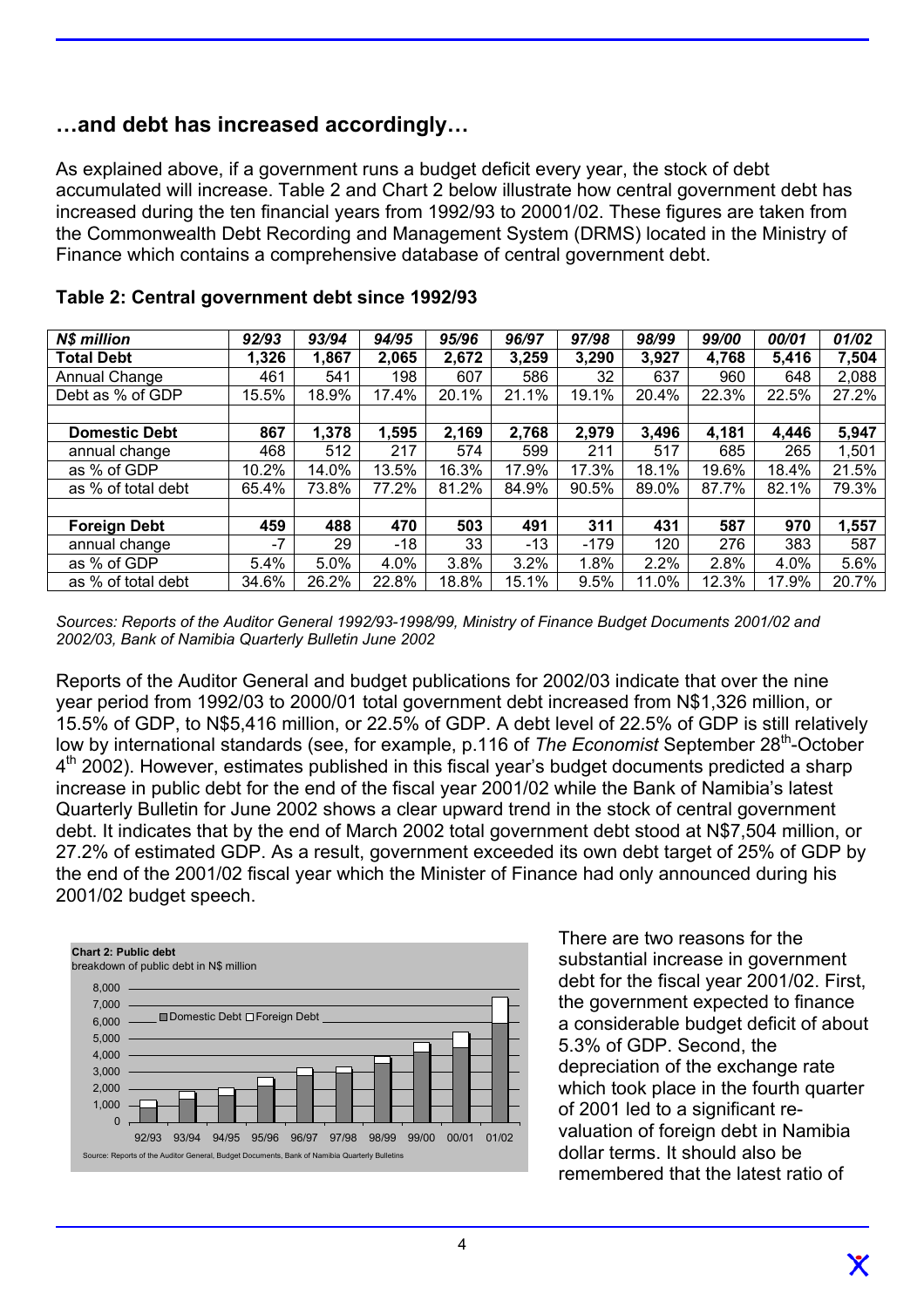## …and debt has increased accordingly…

As explained above, if a government runs a budget deficit every year, the stock of debt accumulated will increase. Table 2 and Chart 2 below illustrate how central government debt has increased during the ten financial years from 1992/93 to 20001/02. These figures are taken from the Commonwealth Debt Recording and Management System (DRMS) located in the Ministry of Finance which contains a comprehensive database of central government debt.

**Table 2: Central government debt since 1992/93**

| *N$ million* | *92/93* | *93/94* | *94/95* | *95/96* | *96/97* | *97/98* | *98/99* | *99/00* | *00/01* | *01/02* |
|---|---|---|---|---|---|---|---|---|---|---|
| **Total Debt** | **1,326** | **1,867** | **2,065** | **2,672** | **3,259** | **3,290** | **3,927** | **4,768** | **5,416** | **7,504** |
| Annual Change | 461 | 541 | 198 | 607 | 586 | 32 | 637 | 960 | 648 | 2,088 |
| Debt as % of GDP | 15.5% | 18.9% | 17.4% | 20.1% | 21.1% | 19.1% | 20.4% | 22.3% | 22.5% | 27.2% |
| | | | | | | | | | | |
| **Domestic Debt** | **867** | **1,378** | **1,595** | **2,169** | **2,768** | **2,979** | **3,496** | **4,181** | **4,446** | **5,947** |
| annual change | 468 | 512 | 217 | 574 | 599 | 211 | 517 | 685 | 265 | 1,501 |
| as % of GDP | 10.2% | 14.0% | 13.5% | 16.3% | 17.9% | 17.3% | 18.1% | 19.6% | 18.4% | 21.5% |
| as % of total debt | 65.4% | 73.8% | 77.2% | 81.2% | 84.9% | 90.5% | 89.0% | 87.7% | 82.1% | 79.3% |
| | | | | | | | | | | |
| **Foreign Debt** | **459** | **488** | **470** | **503** | **491** | **311** | **431** | **587** | **970** | **1,557** |
| annual change | -7 | 29 | -18 | 33 | -13 | -179 | 120 | 276 | 383 | 587 |
| as % of GDP | 5.4% | 5.0% | 4.0% | 3.8% | 3.2% | 1.8% | 2.2% | 2.8% | 4.0% | 5.6% |
| as % of total debt | 34.6% | 26.2% | 22.8% | 18.8% | 15.1% | 9.5% | 11.0% | 12.3% | 17.9% | 20.7% |

*Sources: Reports of the Auditor General 1992/93-1998/99, Ministry of Finance Budget Documents 2001/02 and 2002/03, Bank of Namibia Quarterly Bulletin June 2002*

Reports of the Auditor General and budget publications for 2002/03 indicate that over the nine year period from 1992/03 to 2000/01 total government debt increased from N$1,326 million, or 15.5% of GDP, to N$5,416 million, or 22.5% of GDP. A debt level of 22.5% of GDP is still relatively low by international standards (see, for example, p.116 of *The Economist* September 28th-October 4th 2002). However, estimates published in this fiscal year's budget documents predicted a sharp increase in public debt for the end of the fiscal year 2001/02 while the Bank of Namibia's latest Quarterly Bulletin for June 2002 shows a clear upward trend in the stock of central government debt. It indicates that by the end of March 2002 total government debt stood at N$7,504 million, or 27.2% of estimated GDP. As a result, government exceeded its own debt target of 25% of GDP by the end of the 2001/02 fiscal year which the Minister of Finance had only announced during his 2001/02 budget speech.

**Chart 2: Public debt**
breakdown of public debt in N$ million

Source: Reports of the Auditor General, Budget Documents, Bank of Namibia Quarterly Bulletins

There are two reasons for the substantial increase in government debt for the fiscal year 2001/02. First, the government expected to finance a considerable budget deficit of about 5.3% of GDP. Second, the depreciation of the exchange rate which took place in the fourth quarter of 2001 led to a significant re-valuation of foreign debt in Namibia dollar terms. It should also be remembered that the latest ratio of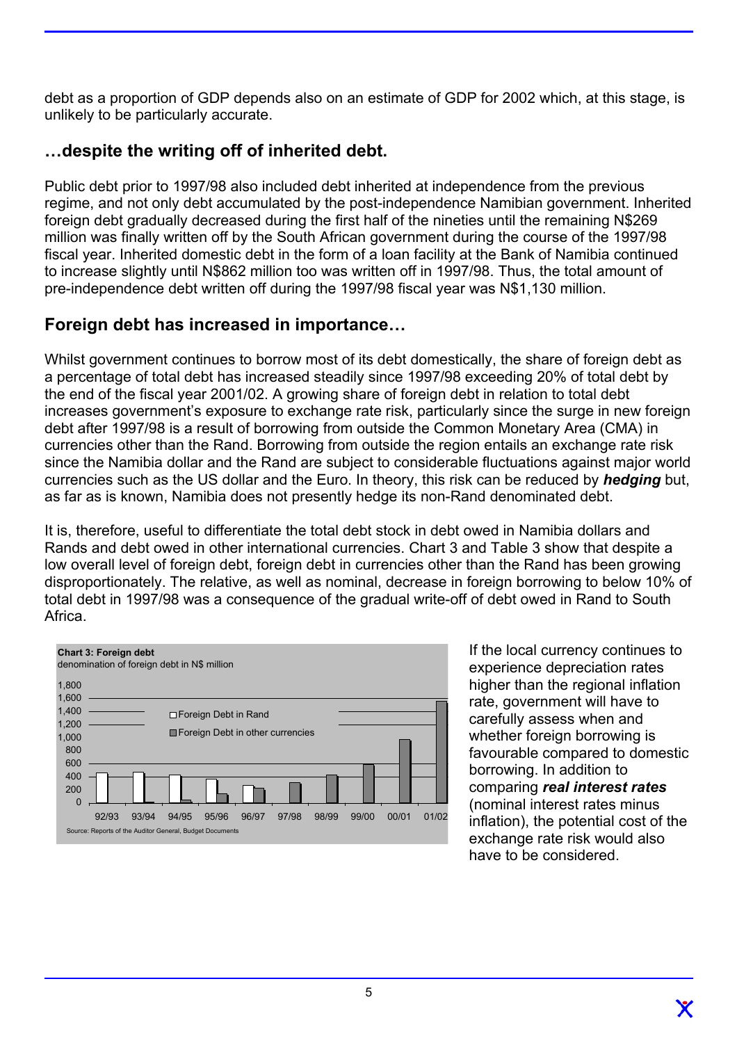debt as a proportion of GDP depends also on an estimate of GDP for 2002 which, at this stage, is unlikely to be particularly accurate.

## …despite the writing off of inherited debt.

Public debt prior to 1997/98 also included debt inherited at independence from the previous regime, and not only debt accumulated by the post-independence Namibian government. Inherited foreign debt gradually decreased during the first half of the nineties until the remaining N$269 million was finally written off by the South African government during the course of the 1997/98 fiscal year. Inherited domestic debt in the form of a loan facility at the Bank of Namibia continued to increase slightly until N$862 million too was written off in 1997/98. Thus, the total amount of pre-independence debt written off during the 1997/98 fiscal year was N$1,130 million.

## Foreign debt has increased in importance…

Whilst government continues to borrow most of its debt domestically, the share of foreign debt as a percentage of total debt has increased steadily since 1997/98 exceeding 20% of total debt by the end of the fiscal year 2001/02. A growing share of foreign debt in relation to total debt increases government's exposure to exchange rate risk, particularly since the surge in new foreign debt after 1997/98 is a result of borrowing from outside the Common Monetary Area (CMA) in currencies other than the Rand. Borrowing from outside the region entails an exchange rate risk since the Namibia dollar and the Rand are subject to considerable fluctuations against major world currencies such as the US dollar and the Euro. In theory, this risk can be reduced by ***hedging*** but, as far as is known, Namibia does not presently hedge its non-Rand denominated debt.

It is, therefore, useful to differentiate the total debt stock in debt owed in Namibia dollars and Rands and debt owed in other international currencies. Chart 3 and Table 3 show that despite a low overall level of foreign debt, foreign debt in currencies other than the Rand has been growing disproportionately. The relative, as well as nominal, decrease in foreign borrowing to below 10% of total debt in 1997/98 was a consequence of the gradual write-off of debt owed in Rand to South Africa.

**Chart 3: Foreign debt**
denomination of foreign debt in N$ million

Source: Reports of the Auditor General, Budget Documents

If the local currency continues to experience depreciation rates higher than the regional inflation rate, government will have to carefully assess when and whether foreign borrowing is favourable compared to domestic borrowing. In addition to comparing ***real interest rates*** (nominal interest rates minus inflation), the potential cost of the exchange rate risk would also have to be considered.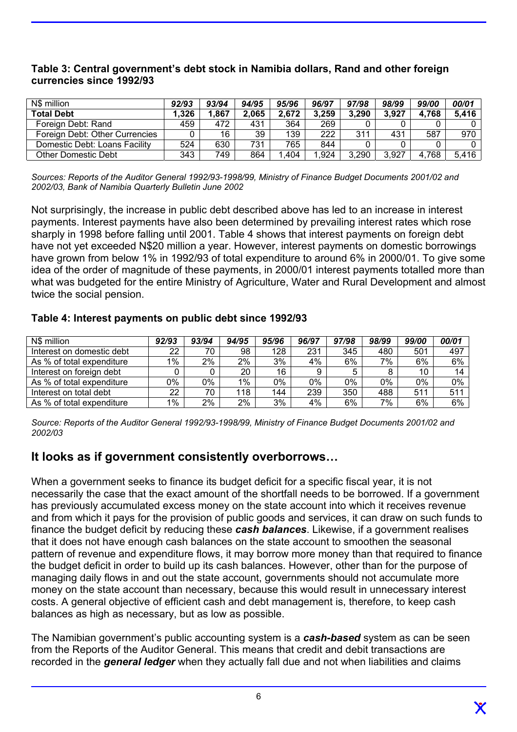**Table 3: Central government's debt stock in Namibia dollars, Rand and other foreign currencies since 1992/93**

| N$ million | *92/93* | *93/94* | *94/95* | *95/96* | *96/97* | *97/98* | *98/99* | *99/00* | *00/01* |
|---|---|---|---|---|---|---|---|---|---|
| **Total Debt** | **1,326** | **1,867** | **2,065** | **2,672** | **3,259** | **3,290** | **3,927** | **4,768** | **5,416** |
| Foreign Debt: Rand | 459 | 472 | 431 | 364 | 269 | 0 | 0 | 0 | 0 |
| Foreign Debt: Other Currencies | 0 | 16 | 39 | 139 | 222 | 311 | 431 | 587 | 970 |
| Domestic Debt: Loans Facility | 524 | 630 | 731 | 765 | 844 | 0 | 0 | 0 | 0 |
| Other Domestic Debt | 343 | 749 | 864 | 1,404 | 1,924 | 3,290 | 3,927 | 4,768 | 5,416 |

*Sources: Reports of the Auditor General 1992/93-1998/99, Ministry of Finance Budget Documents 2001/02 and 2002/03, Bank of Namibia Quarterly Bulletin June 2002*

Not surprisingly, the increase in public debt described above has led to an increase in interest payments. Interest payments have also been determined by prevailing interest rates which rose sharply in 1998 before falling until 2001. Table 4 shows that interest payments on foreign debt have not yet exceeded N$20 million a year. However, interest payments on domestic borrowings have grown from below 1% in 1992/93 of total expenditure to around 6% in 2000/01. To give some idea of the order of magnitude of these payments, in 2000/01 interest payments totalled more than what was budgeted for the entire Ministry of Agriculture, Water and Rural Development and almost twice the social pension.

**Table 4: Interest payments on public debt since 1992/93**

| N$ million | *92/93* | *93/94* | *94/95* | *95/96* | *96/97* | *97/98* | *98/99* | *99/00* | *00/01* |
|---|---|---|---|---|---|---|---|---|---|
| Interest on domestic debt | 22 | 70 | 98 | 128 | 231 | 345 | 480 | 501 | 497 |
| As % of total expenditure | 1% | 2% | 2% | 3% | 4% | 6% | 7% | 6% | 6% |
| Interest on foreign debt | 0 | 0 | 20 | 16 | 9 | 5 | 8 | 10 | 14 |
| As % of total expenditure | 0% | 0% | 1% | 0% | 0% | 0% | 0% | 0% | 0% |
| Interest on total debt | 22 | 70 | 118 | 144 | 239 | 350 | 488 | 511 | 511 |
| As % of total expenditure | 1% | 2% | 2% | 3% | 4% | 6% | 7% | 6% | 6% |

*Source: Reports of the Auditor General 1992/93-1998/99, Ministry of Finance Budget Documents 2001/02 and 2002/03*

## It looks as if government consistently overborrows…

When a government seeks to finance its budget deficit for a specific fiscal year, it is not necessarily the case that the exact amount of the shortfall needs to be borrowed. If a government has previously accumulated excess money on the state account into which it receives revenue and from which it pays for the provision of public goods and services, it can draw on such funds to finance the budget deficit by reducing these ***cash balances***. Likewise, if a government realises that it does not have enough cash balances on the state account to smoothen the seasonal pattern of revenue and expenditure flows, it may borrow more money than that required to finance the budget deficit in order to build up its cash balances. However, other than for the purpose of managing daily flows in and out the state account, governments should not accumulate more money on the state account than necessary, because this would result in unnecessary interest costs. A general objective of efficient cash and debt management is, therefore, to keep cash balances as high as necessary, but as low as possible.

The Namibian government's public accounting system is a ***cash-based*** system as can be seen from the Reports of the Auditor General. This means that credit and debit transactions are recorded in the ***general ledger*** when they actually fall due and not when liabilities and claims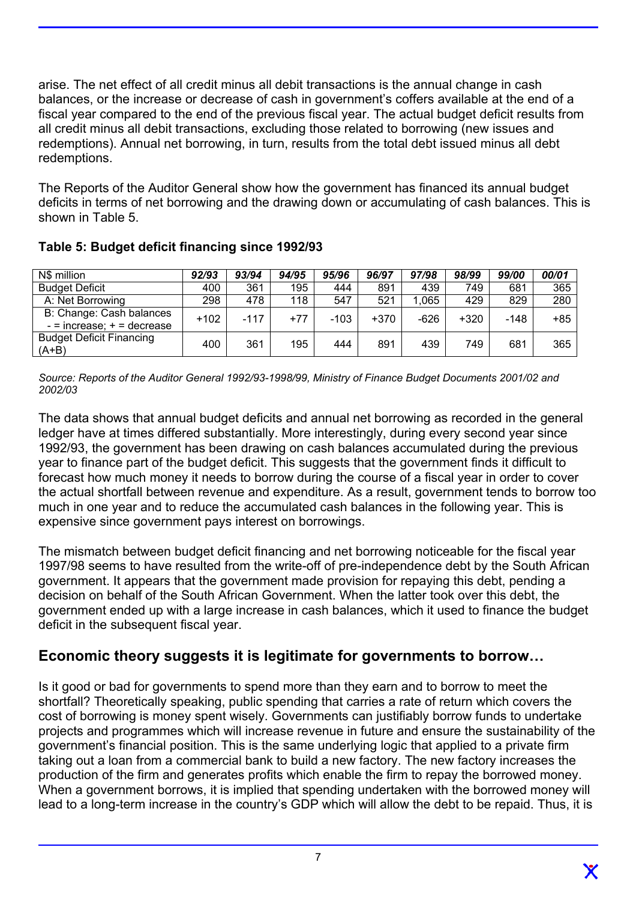arise. The net effect of all credit minus all debit transactions is the annual change in cash balances, or the increase or decrease of cash in government's coffers available at the end of a fiscal year compared to the end of the previous fiscal year. The actual budget deficit results from all credit minus all debit transactions, excluding those related to borrowing (new issues and redemptions). Annual net borrowing, in turn, results from the total debt issued minus all debt redemptions.

The Reports of the Auditor General show how the government has financed its annual budget deficits in terms of net borrowing and the drawing down or accumulating of cash balances. This is shown in Table 5.

**Table 5: Budget deficit financing since 1992/93**

| N$ million | *92/93* | *93/94* | *94/95* | *95/96* | *96/97* | *97/98* | *98/99* | *99/00* | *00/01* |
|---|---|---|---|---|---|---|---|---|---|
| Budget Deficit | 400 | 361 | 195 | 444 | 891 | 439 | 749 | 681 | 365 |
| A: Net Borrowing | 298 | 478 | 118 | 547 | 521 | 1,065 | 429 | 829 | 280 |
| B: Change: Cash balances - = increase; + = decrease | +102 | -117 | +77 | -103 | +370 | -626 | +320 | -148 | +85 |
| Budget Deficit Financing (A+B) | 400 | 361 | 195 | 444 | 891 | 439 | 749 | 681 | 365 |

*Source: Reports of the Auditor General 1992/93-1998/99, Ministry of Finance Budget Documents 2001/02 and 2002/03*

The data shows that annual budget deficits and annual net borrowing as recorded in the general ledger have at times differed substantially. More interestingly, during every second year since 1992/93, the government has been drawing on cash balances accumulated during the previous year to finance part of the budget deficit. This suggests that the government finds it difficult to forecast how much money it needs to borrow during the course of a fiscal year in order to cover the actual shortfall between revenue and expenditure. As a result, government tends to borrow too much in one year and to reduce the accumulated cash balances in the following year. This is expensive since government pays interest on borrowings.

The mismatch between budget deficit financing and net borrowing noticeable for the fiscal year 1997/98 seems to have resulted from the write-off of pre-independence debt by the South African government. It appears that the government made provision for repaying this debt, pending a decision on behalf of the South African Government. When the latter took over this debt, the government ended up with a large increase in cash balances, which it used to finance the budget deficit in the subsequent fiscal year.

## Economic theory suggests it is legitimate for governments to borrow…

Is it good or bad for governments to spend more than they earn and to borrow to meet the shortfall? Theoretically speaking, public spending that carries a rate of return which covers the cost of borrowing is money spent wisely. Governments can justifiably borrow funds to undertake projects and programmes which will increase revenue in future and ensure the sustainability of the government's financial position. This is the same underlying logic that applied to a private firm taking out a loan from a commercial bank to build a new factory. The new factory increases the production of the firm and generates profits which enable the firm to repay the borrowed money. When a government borrows, it is implied that spending undertaken with the borrowed money will lead to a long-term increase in the country's GDP which will allow the debt to be repaid. Thus, it is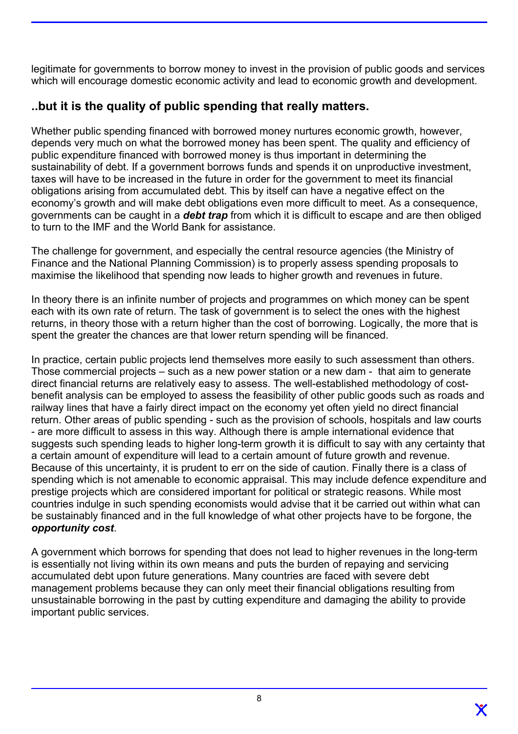legitimate for governments to borrow money to invest in the provision of public goods and services which will encourage domestic economic activity and lead to economic growth and development.

## ..but it is the quality of public spending that really matters.

Whether public spending financed with borrowed money nurtures economic growth, however, depends very much on what the borrowed money has been spent. The quality and efficiency of public expenditure financed with borrowed money is thus important in determining the sustainability of debt. If a government borrows funds and spends it on unproductive investment, taxes will have to be increased in the future in order for the government to meet its financial obligations arising from accumulated debt. This by itself can have a negative effect on the economy's growth and will make debt obligations even more difficult to meet. As a consequence, governments can be caught in a ***debt trap*** from which it is difficult to escape and are then obliged to turn to the IMF and the World Bank for assistance.

The challenge for government, and especially the central resource agencies (the Ministry of Finance and the National Planning Commission) is to properly assess spending proposals to maximise the likelihood that spending now leads to higher growth and revenues in future.

In theory there is an infinite number of projects and programmes on which money can be spent each with its own rate of return. The task of government is to select the ones with the highest returns, in theory those with a return higher than the cost of borrowing. Logically, the more that is spent the greater the chances are that lower return spending will be financed.

In practice, certain public projects lend themselves more easily to such assessment than others. Those commercial projects – such as a new power station or a new dam - that aim to generate direct financial returns are relatively easy to assess. The well-established methodology of cost-benefit analysis can be employed to assess the feasibility of other public goods such as roads and railway lines that have a fairly direct impact on the economy yet often yield no direct financial return. Other areas of public spending - such as the provision of schools, hospitals and law courts - are more difficult to assess in this way. Although there is ample international evidence that suggests such spending leads to higher long-term growth it is difficult to say with any certainty that a certain amount of expenditure will lead to a certain amount of future growth and revenue. Because of this uncertainty, it is prudent to err on the side of caution. Finally there is a class of spending which is not amenable to economic appraisal. This may include defence expenditure and prestige projects which are considered important for political or strategic reasons. While most countries indulge in such spending economists would advise that it be carried out within what can be sustainably financed and in the full knowledge of what other projects have to be forgone, the ***opportunity cost***.

A government which borrows for spending that does not lead to higher revenues in the long-term is essentially not living within its own means and puts the burden of repaying and servicing accumulated debt upon future generations. Many countries are faced with severe debt management problems because they can only meet their financial obligations resulting from unsustainable borrowing in the past by cutting expenditure and damaging the ability to provide important public services.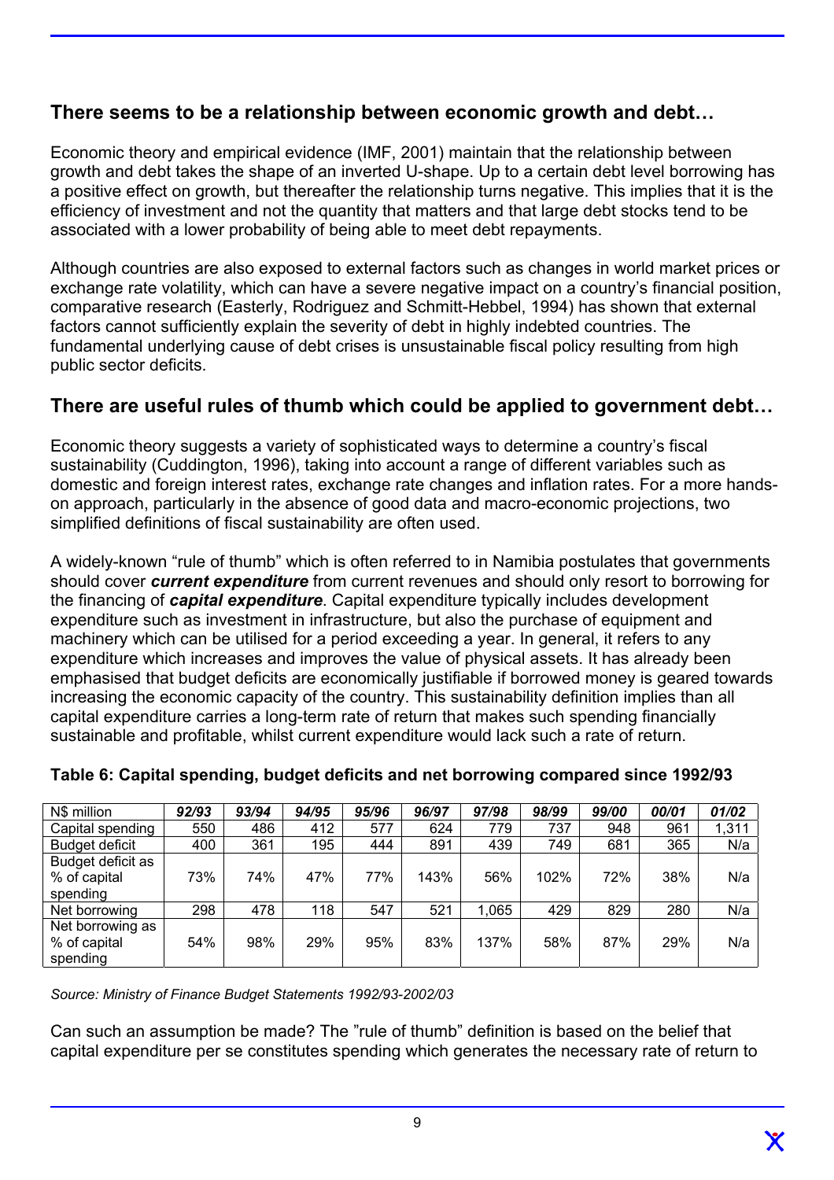## There seems to be a relationship between economic growth and debt…

Economic theory and empirical evidence (IMF, 2001) maintain that the relationship between growth and debt takes the shape of an inverted U-shape. Up to a certain debt level borrowing has a positive effect on growth, but thereafter the relationship turns negative. This implies that it is the efficiency of investment and not the quantity that matters and that large debt stocks tend to be associated with a lower probability of being able to meet debt repayments.

Although countries are also exposed to external factors such as changes in world market prices or exchange rate volatility, which can have a severe negative impact on a country's financial position, comparative research (Easterly, Rodriguez and Schmitt-Hebbel, 1994) has shown that external factors cannot sufficiently explain the severity of debt in highly indebted countries. The fundamental underlying cause of debt crises is unsustainable fiscal policy resulting from high public sector deficits.

## There are useful rules of thumb which could be applied to government debt…

Economic theory suggests a variety of sophisticated ways to determine a country's fiscal sustainability (Cuddington, 1996), taking into account a range of different variables such as domestic and foreign interest rates, exchange rate changes and inflation rates. For a more hands-on approach, particularly in the absence of good data and macro-economic projections, two simplified definitions of fiscal sustainability are often used.

A widely-known "rule of thumb" which is often referred to in Namibia postulates that governments should cover ***current expenditure*** from current revenues and should only resort to borrowing for the financing of ***capital expenditure***. Capital expenditure typically includes development expenditure such as investment in infrastructure, but also the purchase of equipment and machinery which can be utilised for a period exceeding a year. In general, it refers to any expenditure which increases and improves the value of physical assets. It has already been emphasised that budget deficits are economically justifiable if borrowed money is geared towards increasing the economic capacity of the country. This sustainability definition implies than all capital expenditure carries a long-term rate of return that makes such spending financially sustainable and profitable, whilst current expenditure would lack such a rate of return.

**Table 6: Capital spending, budget deficits and net borrowing compared since 1992/93**

| N$ million | *92/93* | *93/94* | *94/95* | *95/96* | *96/97* | *97/98* | *98/99* | *99/00* | *00/01* | *01/02* |
|---|---|---|---|---|---|---|---|---|---|---|
| Capital spending | 550 | 486 | 412 | 577 | 624 | 779 | 737 | 948 | 961 | 1,311 |
| Budget deficit | 400 | 361 | 195 | 444 | 891 | 439 | 749 | 681 | 365 | N/a |
| Budget deficit as % of capital spending | 73% | 74% | 47% | 77% | 143% | 56% | 102% | 72% | 38% | N/a |
| Net borrowing | 298 | 478 | 118 | 547 | 521 | 1,065 | 429 | 829 | 280 | N/a |
| Net borrowing as % of capital spending | 54% | 98% | 29% | 95% | 83% | 137% | 58% | 87% | 29% | N/a |

*Source: Ministry of Finance Budget Statements 1992/93-2002/03*

Can such an assumption be made? The "rule of thumb" definition is based on the belief that capital expenditure per se constitutes spending which generates the necessary rate of return to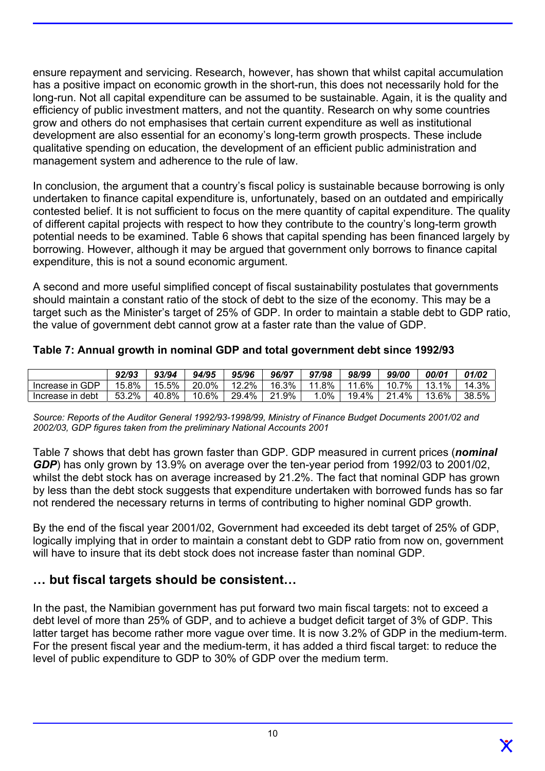ensure repayment and servicing. Research, however, has shown that whilst capital accumulation has a positive impact on economic growth in the short-run, this does not necessarily hold for the long-run. Not all capital expenditure can be assumed to be sustainable. Again, it is the quality and efficiency of public investment matters, and not the quantity. Research on why some countries grow and others do not emphasises that certain current expenditure as well as institutional development are also essential for an economy's long-term growth prospects. These include qualitative spending on education, the development of an efficient public administration and management system and adherence to the rule of law.

In conclusion, the argument that a country's fiscal policy is sustainable because borrowing is only undertaken to finance capital expenditure is, unfortunately, based on an outdated and empirically contested belief. It is not sufficient to focus on the mere quantity of capital expenditure. The quality of different capital projects with respect to how they contribute to the country's long-term growth potential needs to be examined. Table 6 shows that capital spending has been financed largely by borrowing. However, although it may be argued that government only borrows to finance capital expenditure, this is not a sound economic argument.

A second and more useful simplified concept of fiscal sustainability postulates that governments should maintain a constant ratio of the stock of debt to the size of the economy. This may be a target such as the Minister's target of 25% of GDP. In order to maintain a stable debt to GDP ratio, the value of government debt cannot grow at a faster rate than the value of GDP.

**Table 7: Annual growth in nominal GDP and total government debt since 1992/93**

| | *92/93* | *93/94* | *94/95* | *95/96* | *96/97* | *97/98* | *98/99* | *99/00* | *00/01* | *01/02* |
|---|---|---|---|---|---|---|---|---|---|---|
| Increase in GDP | 15.8% | 15.5% | 20.0% | 12.2% | 16.3% | 11.8% | 11.6% | 10.7% | 13.1% | 14.3% |
| Increase in debt | 53.2% | 40.8% | 10.6% | 29.4% | 21.9% | 1.0% | 19.4% | 21.4% | 13.6% | 38.5% |

*Source: Reports of the Auditor General 1992/93-1998/99, Ministry of Finance Budget Documents 2001/02 and 2002/03, GDP figures taken from the preliminary National Accounts 2001*

Table 7 shows that debt has grown faster than GDP. GDP measured in current prices (***nominal GDP***) has only grown by 13.9% on average over the ten-year period from 1992/03 to 2001/02, whilst the debt stock has on average increased by 21.2%. The fact that nominal GDP has grown by less than the debt stock suggests that expenditure undertaken with borrowed funds has so far not rendered the necessary returns in terms of contributing to higher nominal GDP growth.

By the end of the fiscal year 2001/02, Government had exceeded its debt target of 25% of GDP, logically implying that in order to maintain a constant debt to GDP ratio from now on, government will have to insure that its debt stock does not increase faster than nominal GDP.

## … but fiscal targets should be consistent…

In the past, the Namibian government has put forward two main fiscal targets: not to exceed a debt level of more than 25% of GDP, and to achieve a budget deficit target of 3% of GDP. This latter target has become rather more vague over time. It is now 3.2% of GDP in the medium-term. For the present fiscal year and the medium-term, it has added a third fiscal target: to reduce the level of public expenditure to GDP to 30% of GDP over the medium term.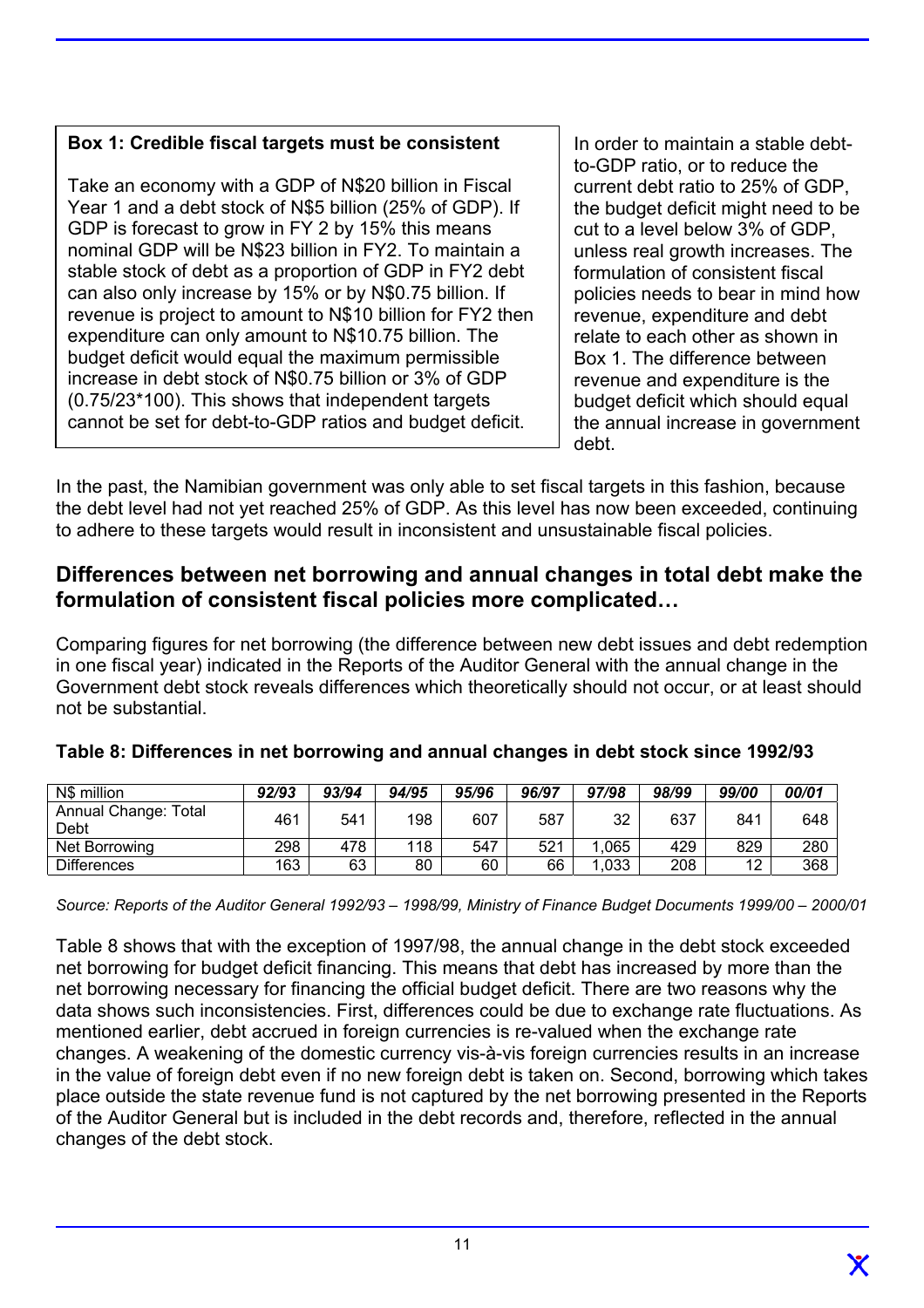**Box 1: Credible fiscal targets must be consistent**

Take an economy with a GDP of N$20 billion in Fiscal Year 1 and a debt stock of N$5 billion (25% of GDP). If GDP is forecast to grow in FY 2 by 15% this means nominal GDP will be N$23 billion in FY2. To maintain a stable stock of debt as a proportion of GDP in FY2 debt can also only increase by 15% or by N$0.75 billion. If revenue is project to amount to N$10 billion for FY2 then expenditure can only amount to N$10.75 billion. The budget deficit would equal the maximum permissible increase in debt stock of N$0.75 billion or 3% of GDP (0.75/23*100). This shows that independent targets cannot be set for debt-to-GDP ratios and budget deficit.

In order to maintain a stable debt-to-GDP ratio, or to reduce the current debt ratio to 25% of GDP, the budget deficit might need to be cut to a level below 3% of GDP, unless real growth increases. The formulation of consistent fiscal policies needs to bear in mind how revenue, expenditure and debt relate to each other as shown in Box 1. The difference between revenue and expenditure is the budget deficit which should equal the annual increase in government debt.

In the past, the Namibian government was only able to set fiscal targets in this fashion, because the debt level had not yet reached 25% of GDP. As this level has now been exceeded, continuing to adhere to these targets would result in inconsistent and unsustainable fiscal policies.

## Differences between net borrowing and annual changes in total debt make the formulation of consistent fiscal policies more complicated…

Comparing figures for net borrowing (the difference between new debt issues and debt redemption in one fiscal year) indicated in the Reports of the Auditor General with the annual change in the Government debt stock reveals differences which theoretically should not occur, or at least should not be substantial.

**Table 8: Differences in net borrowing and annual changes in debt stock since 1992/93**

| N$ million | *92/93* | *93/94* | *94/95* | *95/96* | *96/97* | *97/98* | *98/99* | *99/00* | *00/01* |
|---|---|---|---|---|---|---|---|---|---|
| Annual Change: Total Debt | 461 | 541 | 198 | 607 | 587 | 32 | 637 | 841 | 648 |
| Net Borrowing | 298 | 478 | 118 | 547 | 521 | 1,065 | 429 | 829 | 280 |
| Differences | 163 | 63 | 80 | 60 | 66 | 1,033 | 208 | 12 | 368 |

*Source: Reports of the Auditor General 1992/93 – 1998/99, Ministry of Finance Budget Documents 1999/00 – 2000/01*

Table 8 shows that with the exception of 1997/98, the annual change in the debt stock exceeded net borrowing for budget deficit financing. This means that debt has increased by more than the net borrowing necessary for financing the official budget deficit. There are two reasons why the data shows such inconsistencies. First, differences could be due to exchange rate fluctuations. As mentioned earlier, debt accrued in foreign currencies is re-valued when the exchange rate changes. A weakening of the domestic currency vis-à-vis foreign currencies results in an increase in the value of foreign debt even if no new foreign debt is taken on. Second, borrowing which takes place outside the state revenue fund is not captured by the net borrowing presented in the Reports of the Auditor General but is included in the debt records and, therefore, reflected in the annual changes of the debt stock.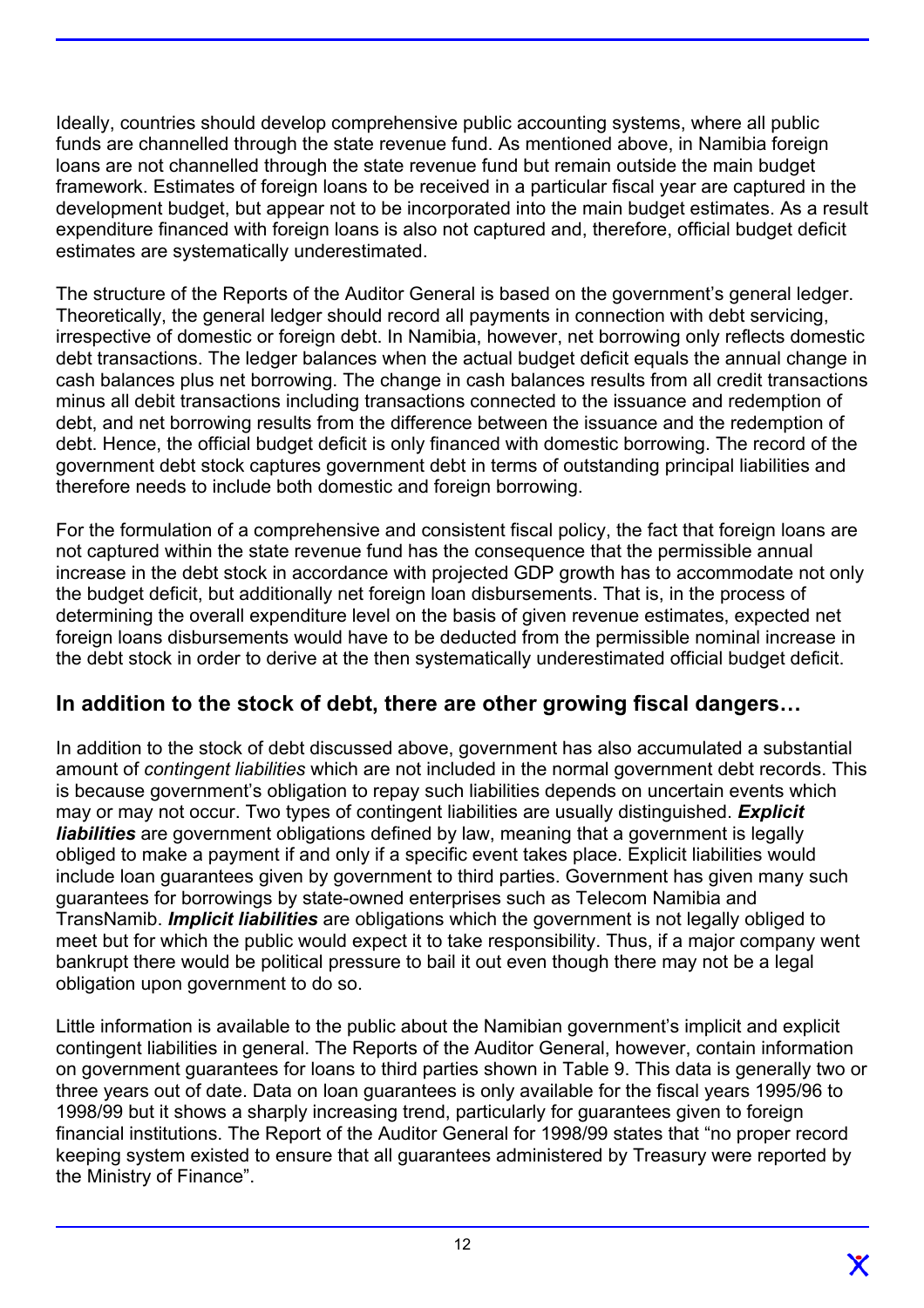Ideally, countries should develop comprehensive public accounting systems, where all public funds are channelled through the state revenue fund. As mentioned above, in Namibia foreign loans are not channelled through the state revenue fund but remain outside the main budget framework. Estimates of foreign loans to be received in a particular fiscal year are captured in the development budget, but appear not to be incorporated into the main budget estimates. As a result expenditure financed with foreign loans is also not captured and, therefore, official budget deficit estimates are systematically underestimated.

The structure of the Reports of the Auditor General is based on the government's general ledger. Theoretically, the general ledger should record all payments in connection with debt servicing, irrespective of domestic or foreign debt. In Namibia, however, net borrowing only reflects domestic debt transactions. The ledger balances when the actual budget deficit equals the annual change in cash balances plus net borrowing. The change in cash balances results from all credit transactions minus all debit transactions including transactions connected to the issuance and redemption of debt, and net borrowing results from the difference between the issuance and the redemption of debt. Hence, the official budget deficit is only financed with domestic borrowing. The record of the government debt stock captures government debt in terms of outstanding principal liabilities and therefore needs to include both domestic and foreign borrowing.

For the formulation of a comprehensive and consistent fiscal policy, the fact that foreign loans are not captured within the state revenue fund has the consequence that the permissible annual increase in the debt stock in accordance with projected GDP growth has to accommodate not only the budget deficit, but additionally net foreign loan disbursements. That is, in the process of determining the overall expenditure level on the basis of given revenue estimates, expected net foreign loans disbursements would have to be deducted from the permissible nominal increase in the debt stock in order to derive at the then systematically underestimated official budget deficit.

## In addition to the stock of debt, there are other growing fiscal dangers…

In addition to the stock of debt discussed above, government has also accumulated a substantial amount of *contingent liabilities* which are not included in the normal government debt records. This is because government's obligation to repay such liabilities depends on uncertain events which may or may not occur. Two types of contingent liabilities are usually distinguished. ***Explicit liabilities*** are government obligations defined by law, meaning that a government is legally obliged to make a payment if and only if a specific event takes place. Explicit liabilities would include loan guarantees given by government to third parties. Government has given many such guarantees for borrowings by state-owned enterprises such as Telecom Namibia and TransNamib. ***Implicit liabilities*** are obligations which the government is not legally obliged to meet but for which the public would expect it to take responsibility. Thus, if a major company went bankrupt there would be political pressure to bail it out even though there may not be a legal obligation upon government to do so.

Little information is available to the public about the Namibian government's implicit and explicit contingent liabilities in general. The Reports of the Auditor General, however, contain information on government guarantees for loans to third parties shown in Table 9. This data is generally two or three years out of date. Data on loan guarantees is only available for the fiscal years 1995/96 to 1998/99 but it shows a sharply increasing trend, particularly for guarantees given to foreign financial institutions. The Report of the Auditor General for 1998/99 states that "no proper record keeping system existed to ensure that all guarantees administered by Treasury were reported by the Ministry of Finance".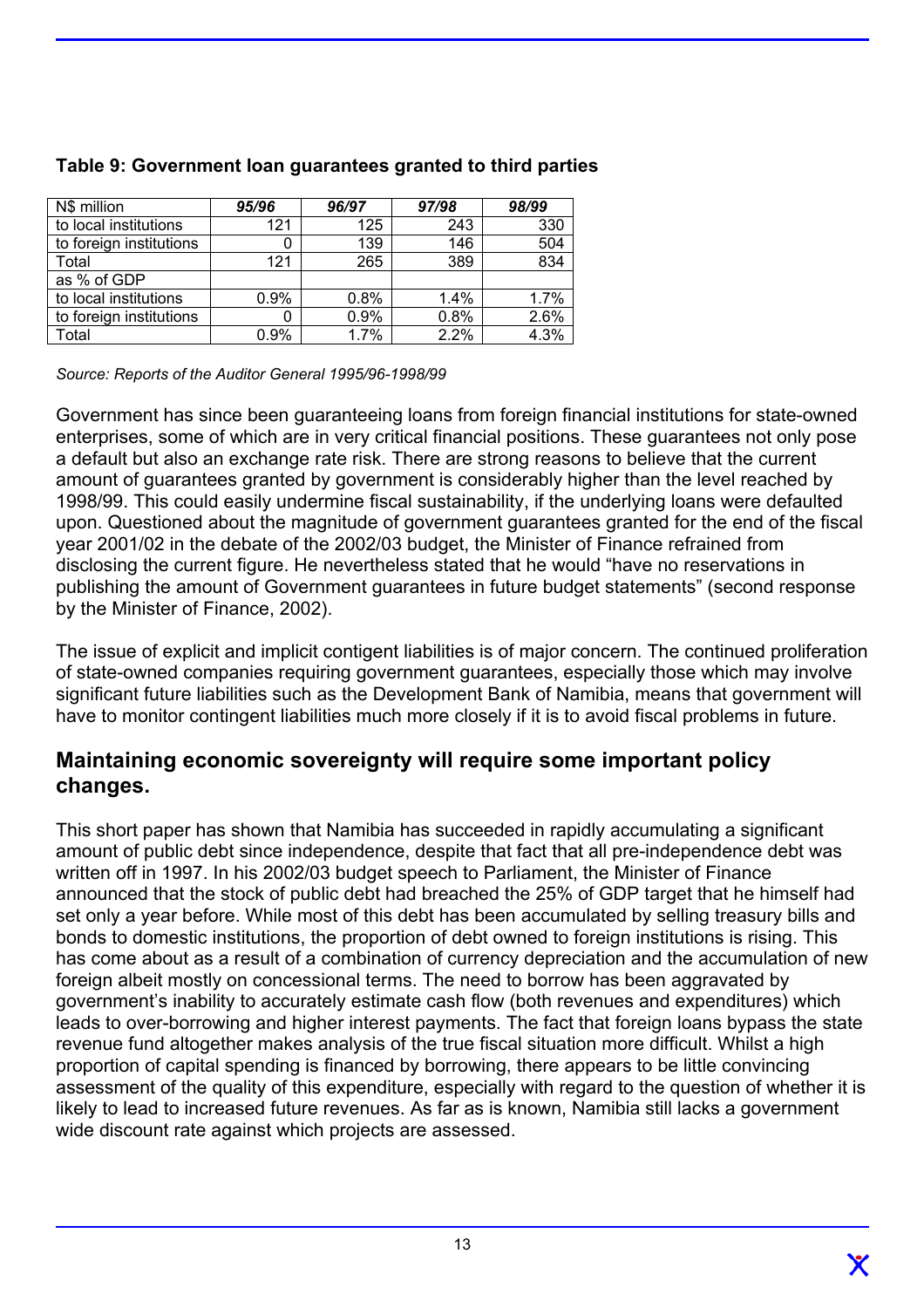**Table 9: Government loan guarantees granted to third parties**

| N$ million | *95/96* | *96/97* | *97/98* | *98/99* |
|---|---|---|---|---|
| to local institutions | 121 | 125 | 243 | 330 |
| to foreign institutions | 0 | 139 | 146 | 504 |
| Total | 121 | 265 | 389 | 834 |
| as % of GDP | | | | |
| to local institutions | 0.9% | 0.8% | 1.4% | 1.7% |
| to foreign institutions | 0 | 0.9% | 0.8% | 2.6% |
| Total | 0.9% | 1.7% | 2.2% | 4.3% |

*Source: Reports of the Auditor General 1995/96-1998/99*

Government has since been guaranteeing loans from foreign financial institutions for state-owned enterprises, some of which are in very critical financial positions. These guarantees not only pose a default but also an exchange rate risk. There are strong reasons to believe that the current amount of guarantees granted by government is considerably higher than the level reached by 1998/99. This could easily undermine fiscal sustainability, if the underlying loans were defaulted upon. Questioned about the magnitude of government guarantees granted for the end of the fiscal year 2001/02 in the debate of the 2002/03 budget, the Minister of Finance refrained from disclosing the current figure. He nevertheless stated that he would "have no reservations in publishing the amount of Government guarantees in future budget statements" (second response by the Minister of Finance, 2002).

The issue of explicit and implicit contigent liabilities is of major concern. The continued proliferation of state-owned companies requiring government guarantees, especially those which may involve significant future liabilities such as the Development Bank of Namibia, means that government will have to monitor contingent liabilities much more closely if it is to avoid fiscal problems in future.

## Maintaining economic sovereignty will require some important policy changes.

This short paper has shown that Namibia has succeeded in rapidly accumulating a significant amount of public debt since independence, despite that fact that all pre-independence debt was written off in 1997. In his 2002/03 budget speech to Parliament, the Minister of Finance announced that the stock of public debt had breached the 25% of GDP target that he himself had set only a year before. While most of this debt has been accumulated by selling treasury bills and bonds to domestic institutions, the proportion of debt owned to foreign institutions is rising. This has come about as a result of a combination of currency depreciation and the accumulation of new foreign albeit mostly on concessional terms. The need to borrow has been aggravated by government's inability to accurately estimate cash flow (both revenues and expenditures) which leads to over-borrowing and higher interest payments. The fact that foreign loans bypass the state revenue fund altogether makes analysis of the true fiscal situation more difficult. Whilst a high proportion of capital spending is financed by borrowing, there appears to be little convincing assessment of the quality of this expenditure, especially with regard to the question of whether it is likely to lead to increased future revenues. As far as is known, Namibia still lacks a government wide discount rate against which projects are assessed.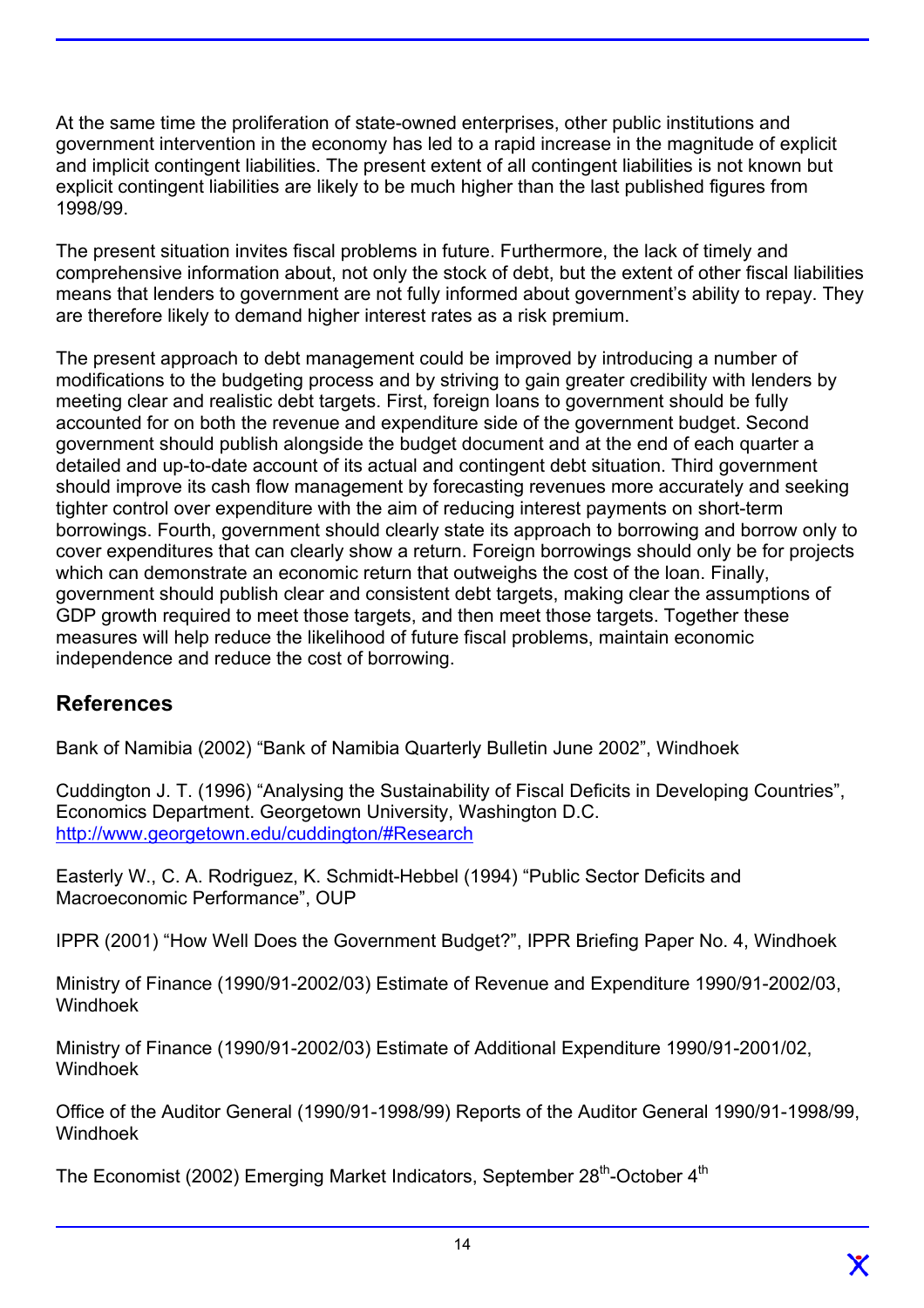At the same time the proliferation of state-owned enterprises, other public institutions and government intervention in the economy has led to a rapid increase in the magnitude of explicit and implicit contingent liabilities. The present extent of all contingent liabilities is not known but explicit contingent liabilities are likely to be much higher than the last published figures from 1998/99.

The present situation invites fiscal problems in future. Furthermore, the lack of timely and comprehensive information about, not only the stock of debt, but the extent of other fiscal liabilities means that lenders to government are not fully informed about government's ability to repay. They are therefore likely to demand higher interest rates as a risk premium.

The present approach to debt management could be improved by introducing a number of modifications to the budgeting process and by striving to gain greater credibility with lenders by meeting clear and realistic debt targets. First, foreign loans to government should be fully accounted for on both the revenue and expenditure side of the government budget. Second government should publish alongside the budget document and at the end of each quarter a detailed and up-to-date account of its actual and contingent debt situation. Third government should improve its cash flow management by forecasting revenues more accurately and seeking tighter control over expenditure with the aim of reducing interest payments on short-term borrowings. Fourth, government should clearly state its approach to borrowing and borrow only to cover expenditures that can clearly show a return. Foreign borrowings should only be for projects which can demonstrate an economic return that outweighs the cost of the loan. Finally, government should publish clear and consistent debt targets, making clear the assumptions of GDP growth required to meet those targets, and then meet those targets. Together these measures will help reduce the likelihood of future fiscal problems, maintain economic independence and reduce the cost of borrowing.

## References

Bank of Namibia (2002) "Bank of Namibia Quarterly Bulletin June 2002", Windhoek

Cuddington J. T. (1996) "Analysing the Sustainability of Fiscal Deficits in Developing Countries", Economics Department. Georgetown University, Washington D.C. http://www.georgetown.edu/cuddington/#Research

Easterly W., C. A. Rodriguez, K. Schmidt-Hebbel (1994) "Public Sector Deficits and Macroeconomic Performance", OUP

IPPR (2001) "How Well Does the Government Budget?", IPPR Briefing Paper No. 4, Windhoek

Ministry of Finance (1990/91-2002/03) Estimate of Revenue and Expenditure 1990/91-2002/03, Windhoek

Ministry of Finance (1990/91-2002/03) Estimate of Additional Expenditure 1990/91-2001/02, Windhoek

Office of the Auditor General (1990/91-1998/99) Reports of the Auditor General 1990/91-1998/99, Windhoek

The Economist (2002) Emerging Market Indicators, September 28th-October 4th